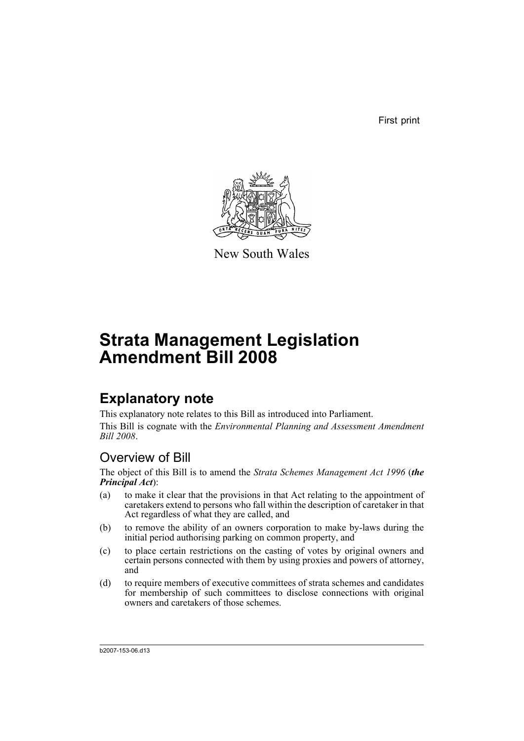First print

New South Wales

# Strata Management Legislation Amendment Bill 2008

## Explanatory note

This explanatory note relates to this Bill as introduced into Parliament.

This Bill is cognate with the *Environmental Planning and Assessment Amendment Bill 2008*.

### Overview of Bill

The object of this Bill is to amend the *Strata Schemes Management Act 1996* (***the Principal Act***):

(a) to make it clear that the provisions in that Act relating to the appointment of caretakers extend to persons who fall within the description of caretaker in that Act regardless of what they are called, and

(b) to remove the ability of an owners corporation to make by-laws during the initial period authorising parking on common property, and

(c) to place certain restrictions on the casting of votes by original owners and certain persons connected with them by using proxies and powers of attorney, and

(d) to require members of executive committees of strata schemes and candidates for membership of such committees to disclose connections with original owners and caretakers of those schemes.

b2007-153-06.d13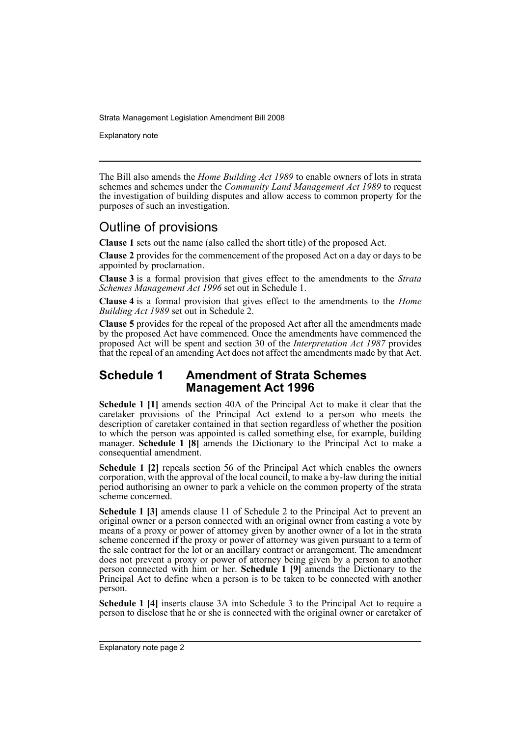The Bill also amends the *Home Building Act 1989* to enable owners of lots in strata schemes and schemes under the *Community Land Management Act 1989* to request the investigation of building disputes and allow access to common property for the purposes of such an investigation.

## Outline of provisions

**Clause 1** sets out the name (also called the short title) of the proposed Act.

**Clause 2** provides for the commencement of the proposed Act on a day or days to be appointed by proclamation.

**Clause 3** is a formal provision that gives effect to the amendments to the *Strata Schemes Management Act 1996* set out in Schedule 1.

**Clause 4** is a formal provision that gives effect to the amendments to the *Home Building Act 1989* set out in Schedule 2.

**Clause 5** provides for the repeal of the proposed Act after all the amendments made by the proposed Act have commenced. Once the amendments have commenced the proposed Act will be spent and section 30 of the *Interpretation Act 1987* provides that the repeal of an amending Act does not affect the amendments made by that Act.

### Schedule 1 Amendment of Strata Schemes Management Act 1996

**Schedule 1 [1]** amends section 40A of the Principal Act to make it clear that the caretaker provisions of the Principal Act extend to a person who meets the description of caretaker contained in that section regardless of whether the position to which the person was appointed is called something else, for example, building manager. **Schedule 1 [8]** amends the Dictionary to the Principal Act to make a consequential amendment.

**Schedule 1 [2]** repeals section 56 of the Principal Act which enables the owners corporation, with the approval of the local council, to make a by-law during the initial period authorising an owner to park a vehicle on the common property of the strata scheme concerned.

**Schedule 1 [3]** amends clause 11 of Schedule 2 to the Principal Act to prevent an original owner or a person connected with an original owner from casting a vote by means of a proxy or power of attorney given by another owner of a lot in the strata scheme concerned if the proxy or power of attorney was given pursuant to a term of the sale contract for the lot or an ancillary contract or arrangement. The amendment does not prevent a proxy or power of attorney being given by a person to another person connected with him or her. **Schedule 1 [9]** amends the Dictionary to the Principal Act to define when a person is to be taken to be connected with another person.

**Schedule 1 [4]** inserts clause 3A into Schedule 3 to the Principal Act to require a person to disclose that he or she is connected with the original owner or caretaker of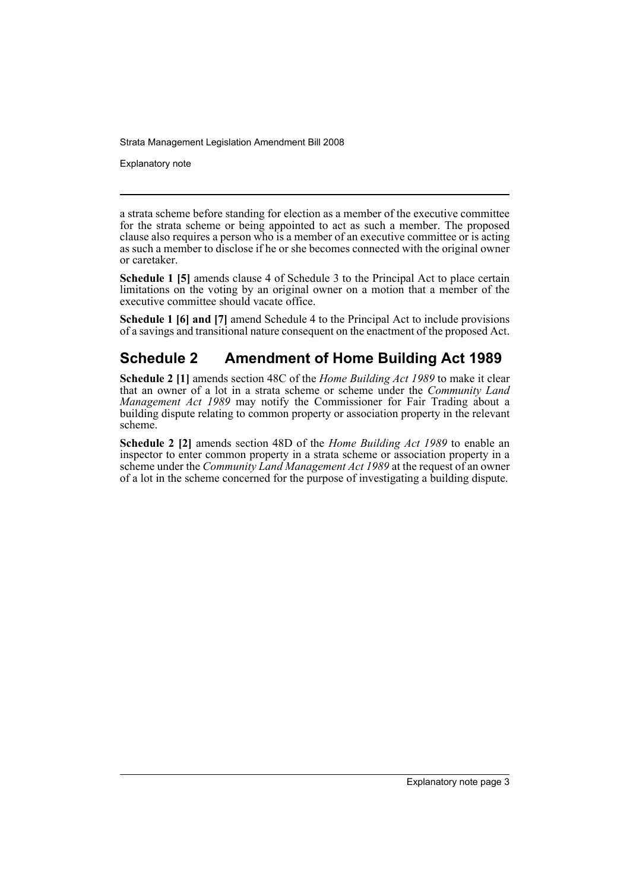a strata scheme before standing for election as a member of the executive committee for the strata scheme or being appointed to act as such a member. The proposed clause also requires a person who is a member of an executive committee or is acting as such a member to disclose if he or she becomes connected with the original owner or caretaker.

**Schedule 1 [5]** amends clause 4 of Schedule 3 to the Principal Act to place certain limitations on the voting by an original owner on a motion that a member of the executive committee should vacate office.

**Schedule 1 [6] and [7]** amend Schedule 4 to the Principal Act to include provisions of a savings and transitional nature consequent on the enactment of the proposed Act.

## Schedule 2 Amendment of Home Building Act 1989

**Schedule 2 [1]** amends section 48C of the *Home Building Act 1989* to make it clear that an owner of a lot in a strata scheme or scheme under the *Community Land Management Act 1989* may notify the Commissioner for Fair Trading about a building dispute relating to common property or association property in the relevant scheme.

**Schedule 2 [2]** amends section 48D of the *Home Building Act 1989* to enable an inspector to enter common property in a strata scheme or association property in a scheme under the *Community Land Management Act 1989* at the request of an owner of a lot in the scheme concerned for the purpose of investigating a building dispute.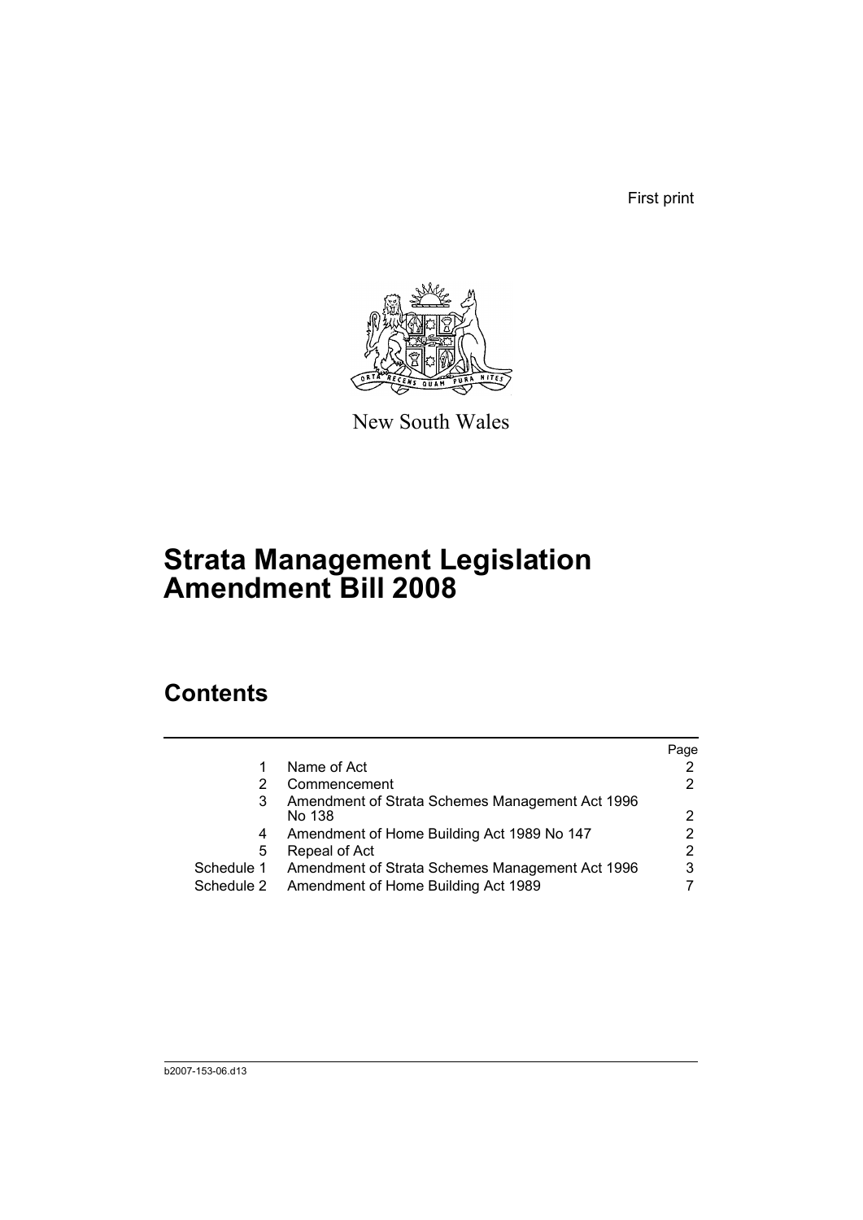First print

New South Wales

# Strata Management Legislation Amendment Bill 2008

## Contents

| | | Page |
|---|---|---|
| 1 | Name of Act | 2 |
| 2 | Commencement | 2 |
| 3 | Amendment of Strata Schemes Management Act 1996 No 138 | 2 |
| 4 | Amendment of Home Building Act 1989 No 147 | 2 |
| 5 | Repeal of Act | 2 |
| Schedule 1 | Amendment of Strata Schemes Management Act 1996 | 3 |
| Schedule 2 | Amendment of Home Building Act 1989 | 7 |

b2007-153-06.d13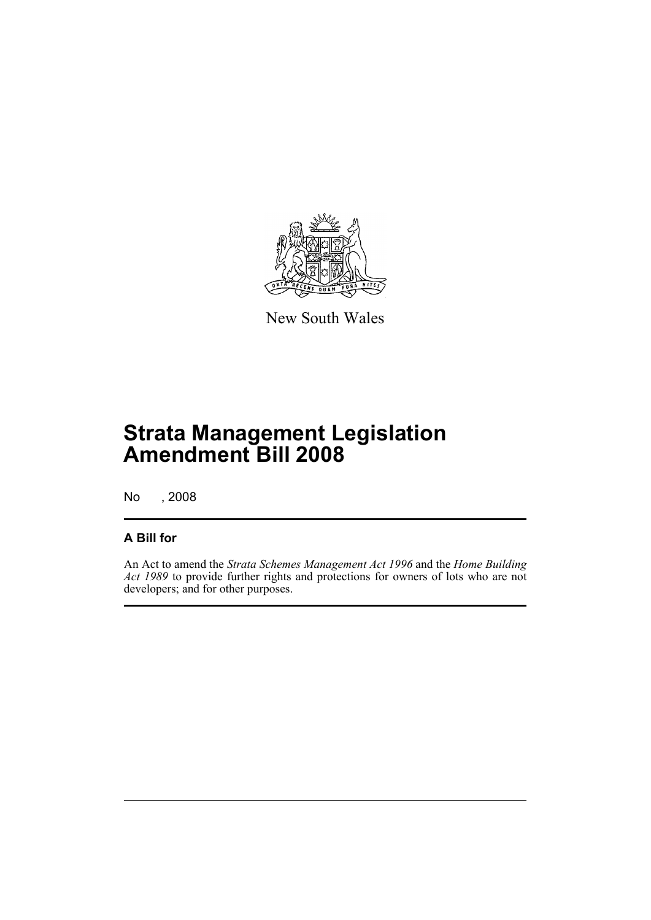New South Wales

# Strata Management Legislation Amendment Bill 2008

No , 2008

## A Bill for

An Act to amend the *Strata Schemes Management Act 1996* and the *Home Building Act 1989* to provide further rights and protections for owners of lots who are not developers; and for other purposes.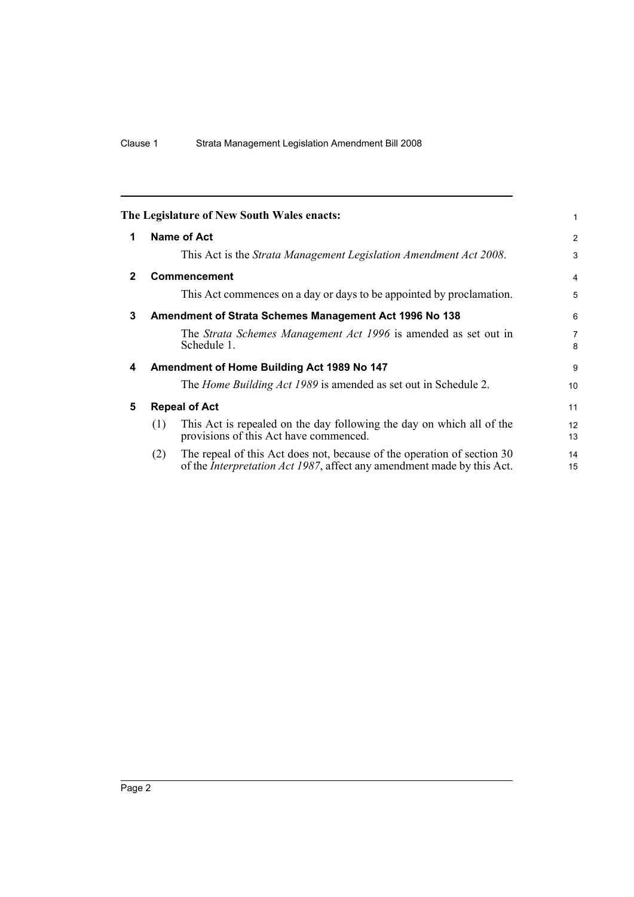The Legislature of New South Wales enacts:

## 1 Name of Act

This Act is the *Strata Management Legislation Amendment Act 2008*.

## 2 Commencement

This Act commences on a day or days to be appointed by proclamation.

## 3 Amendment of Strata Schemes Management Act 1996 No 138

The *Strata Schemes Management Act 1996* is amended as set out in Schedule 1.

## 4 Amendment of Home Building Act 1989 No 147

The *Home Building Act 1989* is amended as set out in Schedule 2.

## 5 Repeal of Act

(1) This Act is repealed on the day following the day on which all of the provisions of this Act have commenced.

(2) The repeal of this Act does not, because of the operation of section 30 of the *Interpretation Act 1987*, affect any amendment made by this Act.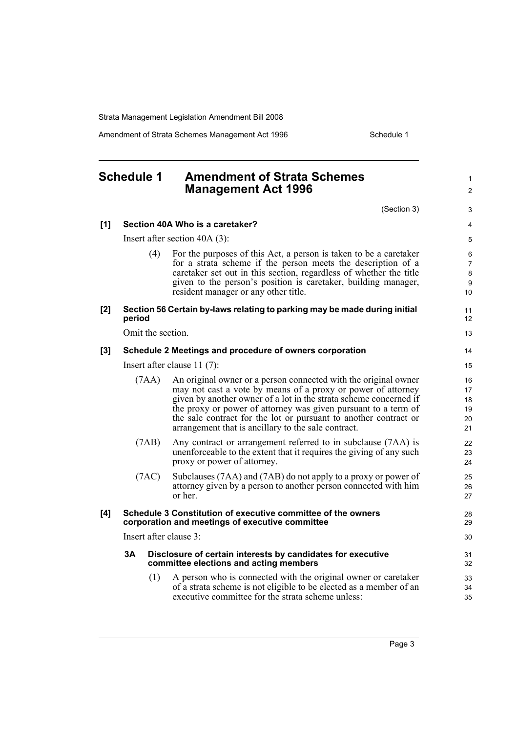## Schedule 1 Amendment of Strata Schemes Management Act 1996

(Section 3)

**[1] Section 40A Who is a caretaker?**

Insert after section 40A (3):

(4) For the purposes of this Act, a person is taken to be a caretaker for a strata scheme if the person meets the description of a caretaker set out in this section, regardless of whether the title given to the person's position is caretaker, building manager, resident manager or any other title.

**[2] Section 56 Certain by-laws relating to parking may be made during initial period**

Omit the section.

**[3] Schedule 2 Meetings and procedure of owners corporation**

Insert after clause 11 (7):

(7AA) An original owner or a person connected with the original owner may not cast a vote by means of a proxy or power of attorney given by another owner of a lot in the strata scheme concerned if the proxy or power of attorney was given pursuant to a term of the sale contract for the lot or pursuant to another contract or arrangement that is ancillary to the sale contract.

(7AB) Any contract or arrangement referred to in subclause (7AA) is unenforceable to the extent that it requires the giving of any such proxy or power of attorney.

(7AC) Subclauses (7AA) and (7AB) do not apply to a proxy or power of attorney given by a person to another person connected with him or her.

**[4] Schedule 3 Constitution of executive committee of the owners corporation and meetings of executive committee**

Insert after clause 3:

**3A Disclosure of certain interests by candidates for executive committee elections and acting members**

(1) A person who is connected with the original owner or caretaker of a strata scheme is not eligible to be elected as a member of an executive committee for the strata scheme unless: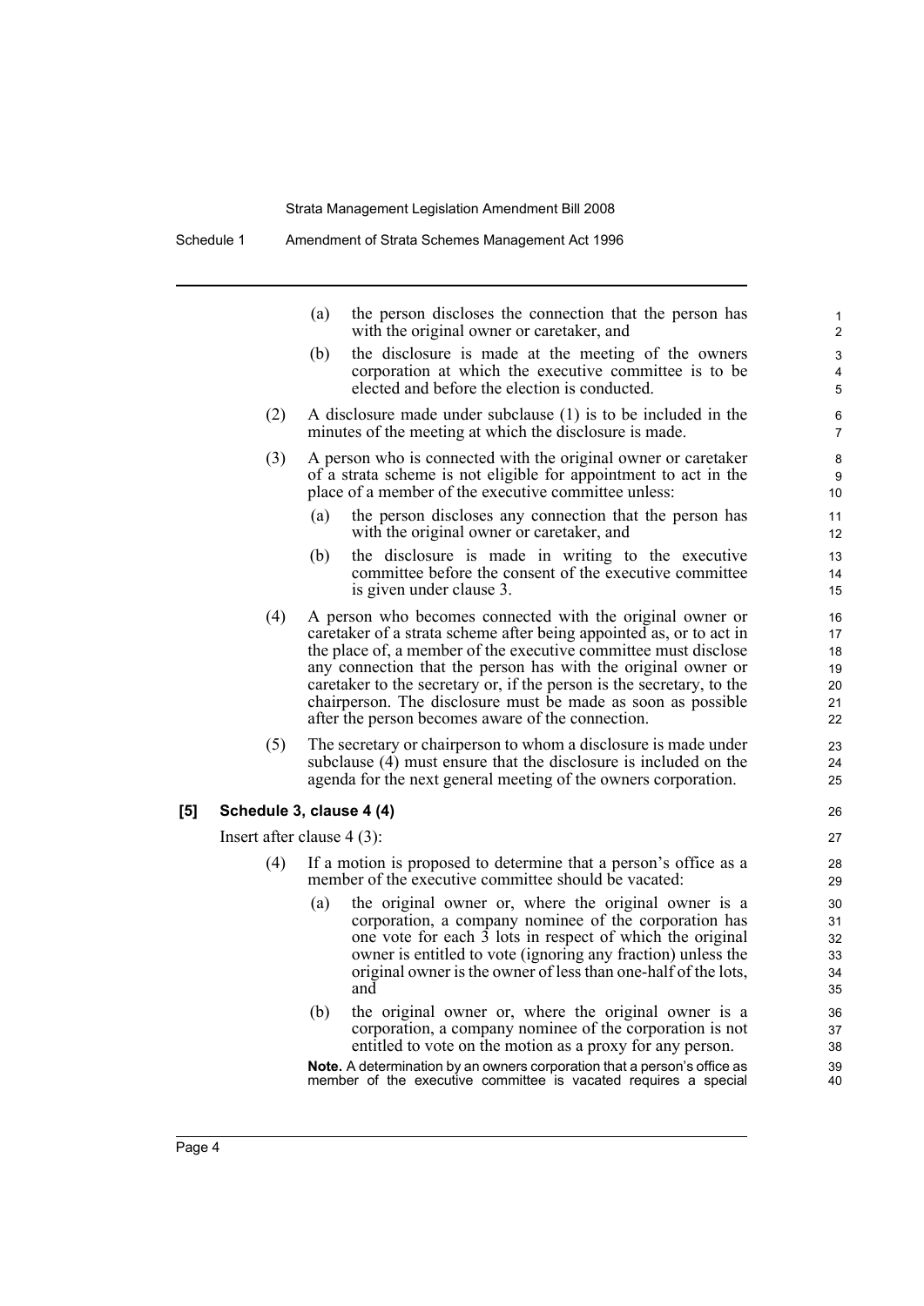(a) the person discloses the connection that the person has with the original owner or caretaker, and

(b) the disclosure is made at the meeting of the owners corporation at which the executive committee is to be elected and before the election is conducted.

(2) A disclosure made under subclause (1) is to be included in the minutes of the meeting at which the disclosure is made.

(3) A person who is connected with the original owner or caretaker of a strata scheme is not eligible for appointment to act in the place of a member of the executive committee unless:

(a) the person discloses any connection that the person has with the original owner or caretaker, and

(b) the disclosure is made in writing to the executive committee before the consent of the executive committee is given under clause 3.

(4) A person who becomes connected with the original owner or caretaker of a strata scheme after being appointed as, or to act in the place of, a member of the executive committee must disclose any connection that the person has with the original owner or caretaker to the secretary or, if the person is the secretary, to the chairperson. The disclosure must be made as soon as possible after the person becomes aware of the connection.

(5) The secretary or chairperson to whom a disclosure is made under subclause (4) must ensure that the disclosure is included on the agenda for the next general meeting of the owners corporation.

**[5] Schedule 3, clause 4 (4)**

Insert after clause 4 (3):

(4) If a motion is proposed to determine that a person's office as a member of the executive committee should be vacated:

(a) the original owner or, where the original owner is a corporation, a company nominee of the corporation has one vote for each 3 lots in respect of which the original owner is entitled to vote (ignoring any fraction) unless the original owner is the owner of less than one-half of the lots, and

(b) the original owner or, where the original owner is a corporation, a company nominee of the corporation is not entitled to vote on the motion as a proxy for any person.

**Note.** A determination by an owners corporation that a person's office as member of the executive committee is vacated requires a special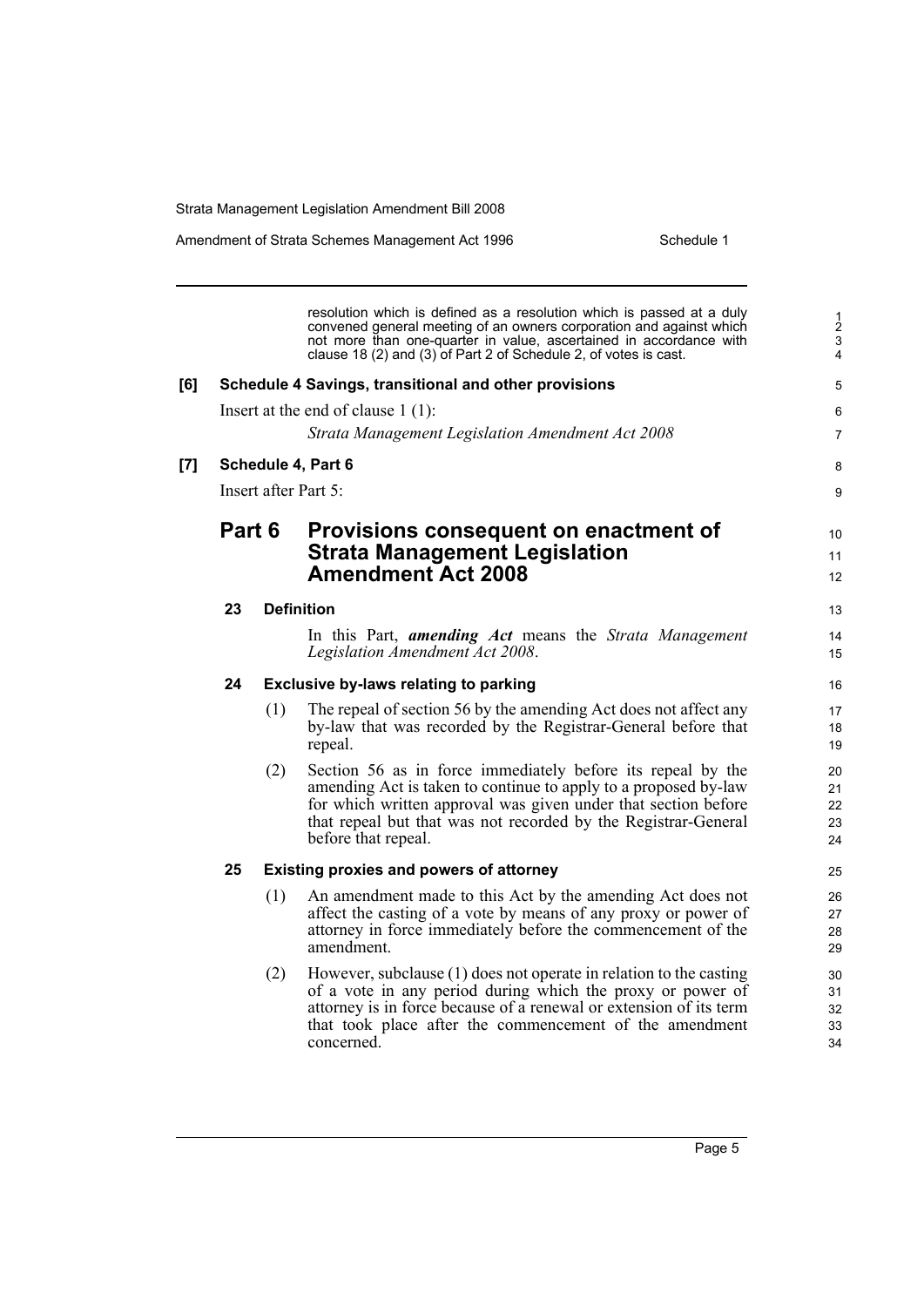resolution which is defined as a resolution which is passed at a duly convened general meeting of an owners corporation and against which not more than one-quarter in value, ascertained in accordance with clause 18 (2) and (3) of Part 2 of Schedule 2, of votes is cast.

**[6] Schedule 4 Savings, transitional and other provisions**

Insert at the end of clause 1 (1):

*Strata Management Legislation Amendment Act 2008*

**[7] Schedule 4, Part 6**

Insert after Part 5:

## Part 6 Provisions consequent on enactment of Strata Management Legislation Amendment Act 2008

### 23 Definition

In this Part, ***amending Act*** means the *Strata Management Legislation Amendment Act 2008*.

### 24 Exclusive by-laws relating to parking

(1) The repeal of section 56 by the amending Act does not affect any by-law that was recorded by the Registrar-General before that repeal.

(2) Section 56 as in force immediately before its repeal by the amending Act is taken to continue to apply to a proposed by-law for which written approval was given under that section before that repeal but that was not recorded by the Registrar-General before that repeal.

### 25 Existing proxies and powers of attorney

(1) An amendment made to this Act by the amending Act does not affect the casting of a vote by means of any proxy or power of attorney in force immediately before the commencement of the amendment.

(2) However, subclause (1) does not operate in relation to the casting of a vote in any period during which the proxy or power of attorney is in force because of a renewal or extension of its term that took place after the commencement of the amendment concerned.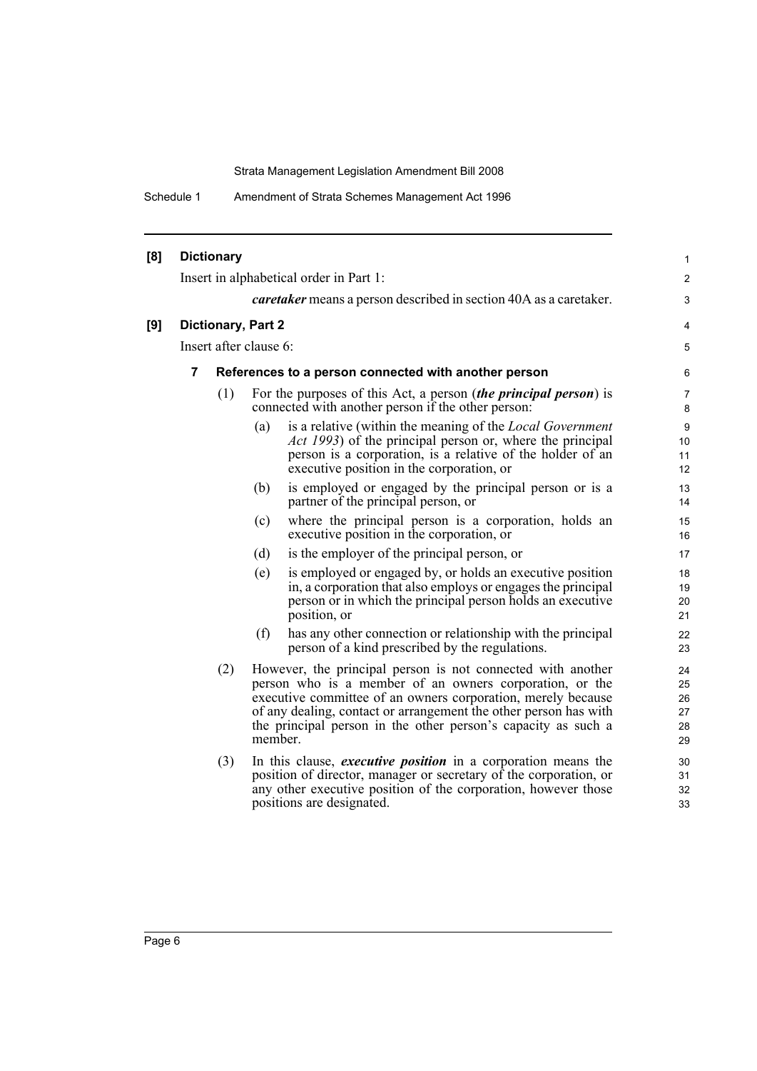**[8] Dictionary**

Insert in alphabetical order in Part 1:

***caretaker*** means a person described in section 40A as a caretaker.

**[9] Dictionary, Part 2**

Insert after clause 6:

**7 References to a person connected with another person**

(1) For the purposes of this Act, a person (***the principal person***) is connected with another person if the other person:

- (a) is a relative (within the meaning of the *Local Government Act 1993*) of the principal person or, where the principal person is a corporation, is a relative of the holder of an executive position in the corporation, or
- (b) is employed or engaged by the principal person or is a partner of the principal person, or
- (c) where the principal person is a corporation, holds an executive position in the corporation, or
- (d) is the employer of the principal person, or
- (e) is employed or engaged by, or holds an executive position in, a corporation that also employs or engages the principal person or in which the principal person holds an executive position, or
- (f) has any other connection or relationship with the principal person of a kind prescribed by the regulations.

(2) However, the principal person is not connected with another person who is a member of an owners corporation, or the executive committee of an owners corporation, merely because of any dealing, contact or arrangement the other person has with the principal person in the other person's capacity as such a member.

(3) In this clause, ***executive position*** in a corporation means the position of director, manager or secretary of the corporation, or any other executive position of the corporation, however those positions are designated.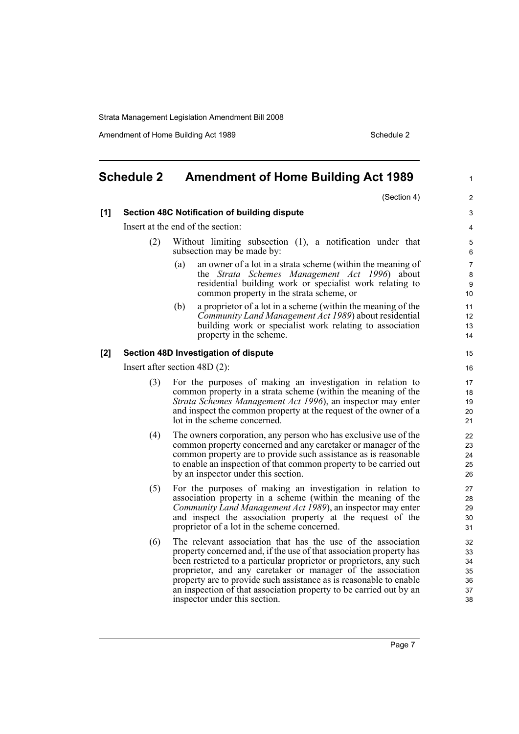## Schedule 2 Amendment of Home Building Act 1989

(Section 4)

**[1] Section 48C Notification of building dispute**

Insert at the end of the section:

(2) Without limiting subsection (1), a notification under that subsection may be made by:

(a) an owner of a lot in a strata scheme (within the meaning of the *Strata Schemes Management Act 1996*) about residential building work or specialist work relating to common property in the strata scheme, or

(b) a proprietor of a lot in a scheme (within the meaning of the *Community Land Management Act 1989*) about residential building work or specialist work relating to association property in the scheme.

**[2] Section 48D Investigation of dispute**

Insert after section 48D (2):

(3) For the purposes of making an investigation in relation to common property in a strata scheme (within the meaning of the *Strata Schemes Management Act 1996*), an inspector may enter and inspect the common property at the request of the owner of a lot in the scheme concerned.

(4) The owners corporation, any person who has exclusive use of the common property concerned and any caretaker or manager of the common property are to provide such assistance as is reasonable to enable an inspection of that common property to be carried out by an inspector under this section.

(5) For the purposes of making an investigation in relation to association property in a scheme (within the meaning of the *Community Land Management Act 1989*), an inspector may enter and inspect the association property at the request of the proprietor of a lot in the scheme concerned.

(6) The relevant association that has the use of the association property concerned and, if the use of that association property has been restricted to a particular proprietor or proprietors, any such proprietor, and any caretaker or manager of the association property are to provide such assistance as is reasonable to enable an inspection of that association property to be carried out by an inspector under this section.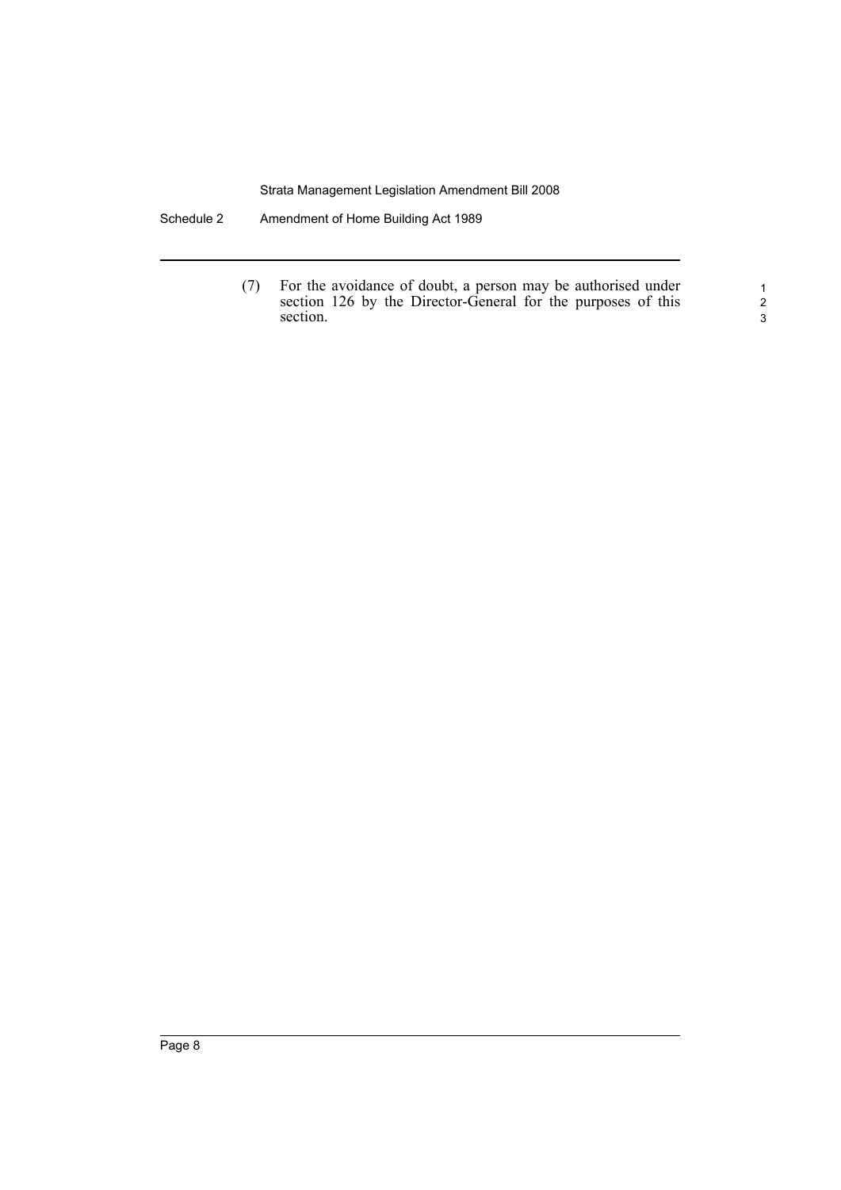(7) For the avoidance of doubt, a person may be authorised under section 126 by the Director-General for the purposes of this section.